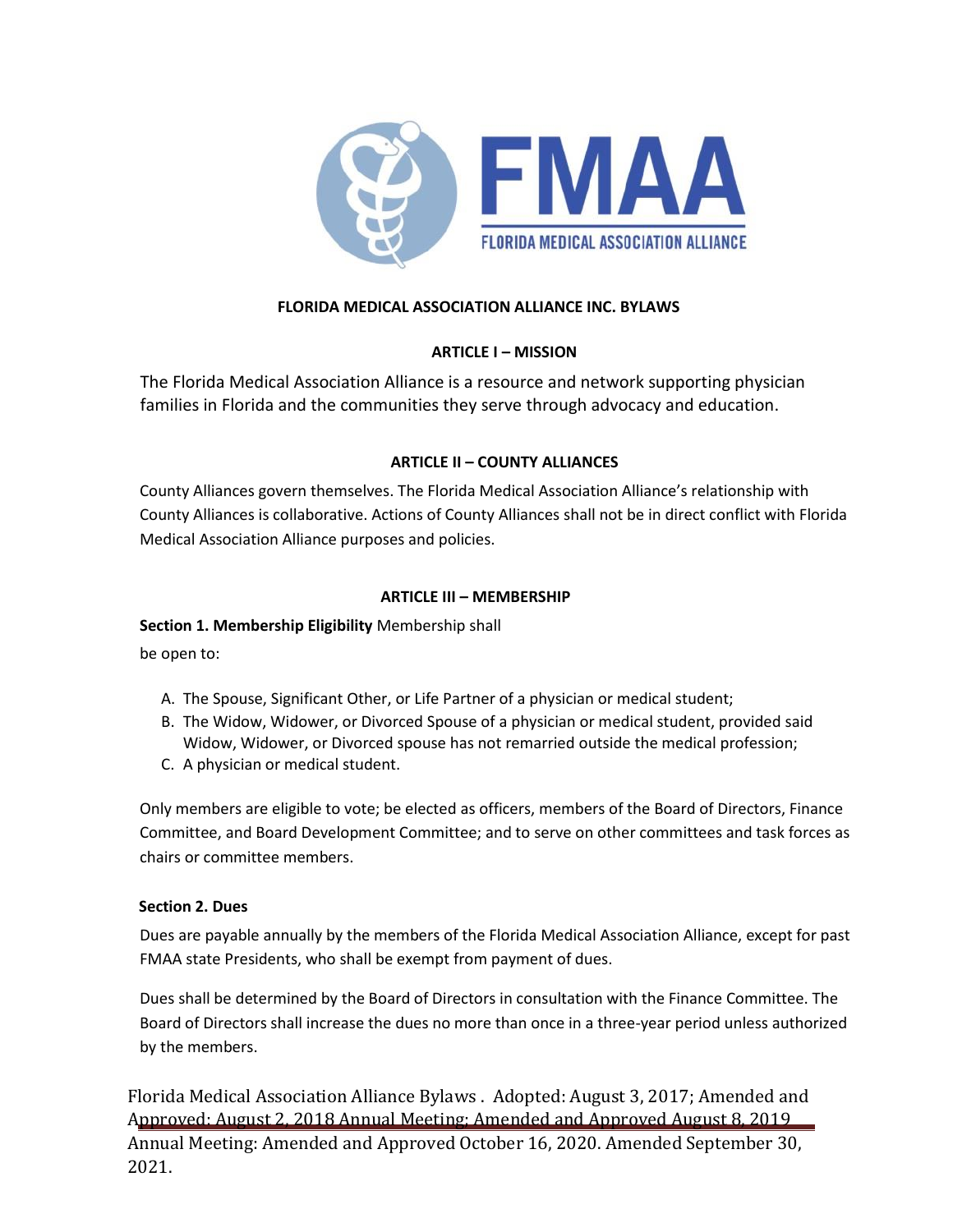FMAA
FLORIDA MEDICAL ASSOCIATION ALLIANCE

# FLORIDA MEDICAL ASSOCIATION ALLIANCE INC. BYLAWS

## ARTICLE I – MISSION

The Florida Medical Association Alliance is a resource and network supporting physician families in Florida and the communities they serve through advocacy and education.

## ARTICLE II – COUNTY ALLIANCES

County Alliances govern themselves. The Florida Medical Association Alliance's relationship with County Alliances is collaborative. Actions of County Alliances shall not be in direct conflict with Florida Medical Association Alliance purposes and policies.

## ARTICLE III – MEMBERSHIP

**Section 1. Membership Eligibility** Membership shall be open to:

A. The Spouse, Significant Other, or Life Partner of a physician or medical student;
B. The Widow, Widower, or Divorced Spouse of a physician or medical student, provided said Widow, Widower, or Divorced spouse has not remarried outside the medical profession;
C. A physician or medical student.

Only members are eligible to vote; be elected as officers, members of the Board of Directors, Finance Committee, and Board Development Committee; and to serve on other committees and task forces as chairs or committee members.

**Section 2. Dues**

Dues are payable annually by the members of the Florida Medical Association Alliance, except for past FMAA state Presidents, who shall be exempt from payment of dues.

Dues shall be determined by the Board of Directors in consultation with the Finance Committee. The Board of Directors shall increase the dues no more than once in a three-year period unless authorized by the members.

Florida Medical Association Alliance Bylaws . Adopted: August 3, 2017; Amended and Approved: August 2, 2018 Annual Meeting; Amended and Approved August 8, 2019 Annual Meeting: Amended and Approved October 16, 2020. Amended September 30, 2021.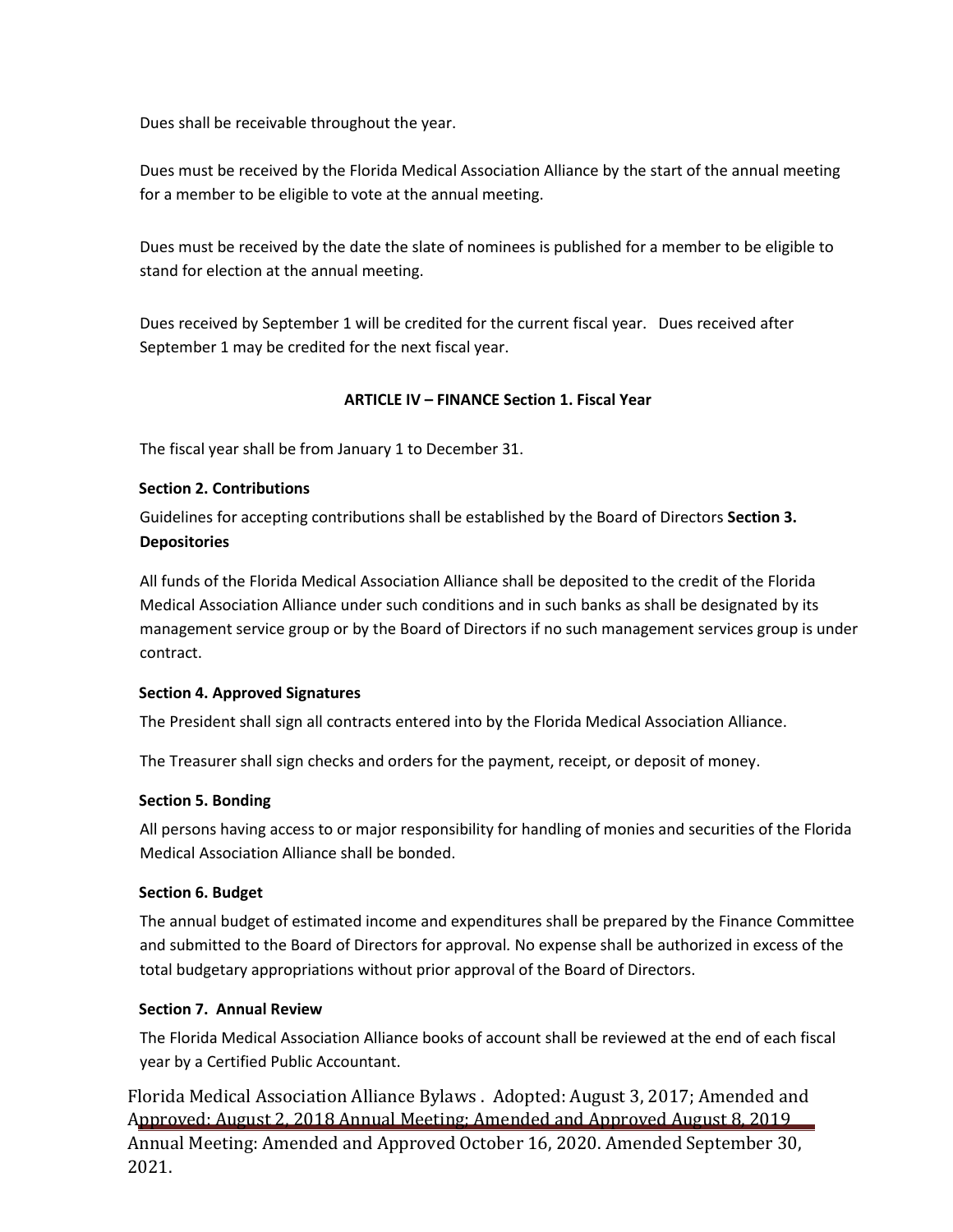Dues shall be receivable throughout the year.

Dues must be received by the Florida Medical Association Alliance by the start of the annual meeting for a member to be eligible to vote at the annual meeting.

Dues must be received by the date the slate of nominees is published for a member to be eligible to stand for election at the annual meeting.

Dues received by September 1 will be credited for the current fiscal year. Dues received after September 1 may be credited for the next fiscal year.

## ARTICLE IV – FINANCE

### Section 1. Fiscal Year

The fiscal year shall be from January 1 to December 31.

### Section 2. Contributions

Guidelines for accepting contributions shall be established by the Board of Directors

### Section 3. Depositories

All funds of the Florida Medical Association Alliance shall be deposited to the credit of the Florida Medical Association Alliance under such conditions and in such banks as shall be designated by its management service group or by the Board of Directors if no such management services group is under contract.

### Section 4. Approved Signatures

The President shall sign all contracts entered into by the Florida Medical Association Alliance.

The Treasurer shall sign checks and orders for the payment, receipt, or deposit of money.

### Section 5. Bonding

All persons having access to or major responsibility for handling of monies and securities of the Florida Medical Association Alliance shall be bonded.

### Section 6. Budget

The annual budget of estimated income and expenditures shall be prepared by the Finance Committee and submitted to the Board of Directors for approval. No expense shall be authorized in excess of the total budgetary appropriations without prior approval of the Board of Directors.

### Section 7. Annual Review

The Florida Medical Association Alliance books of account shall be reviewed at the end of each fiscal year by a Certified Public Accountant.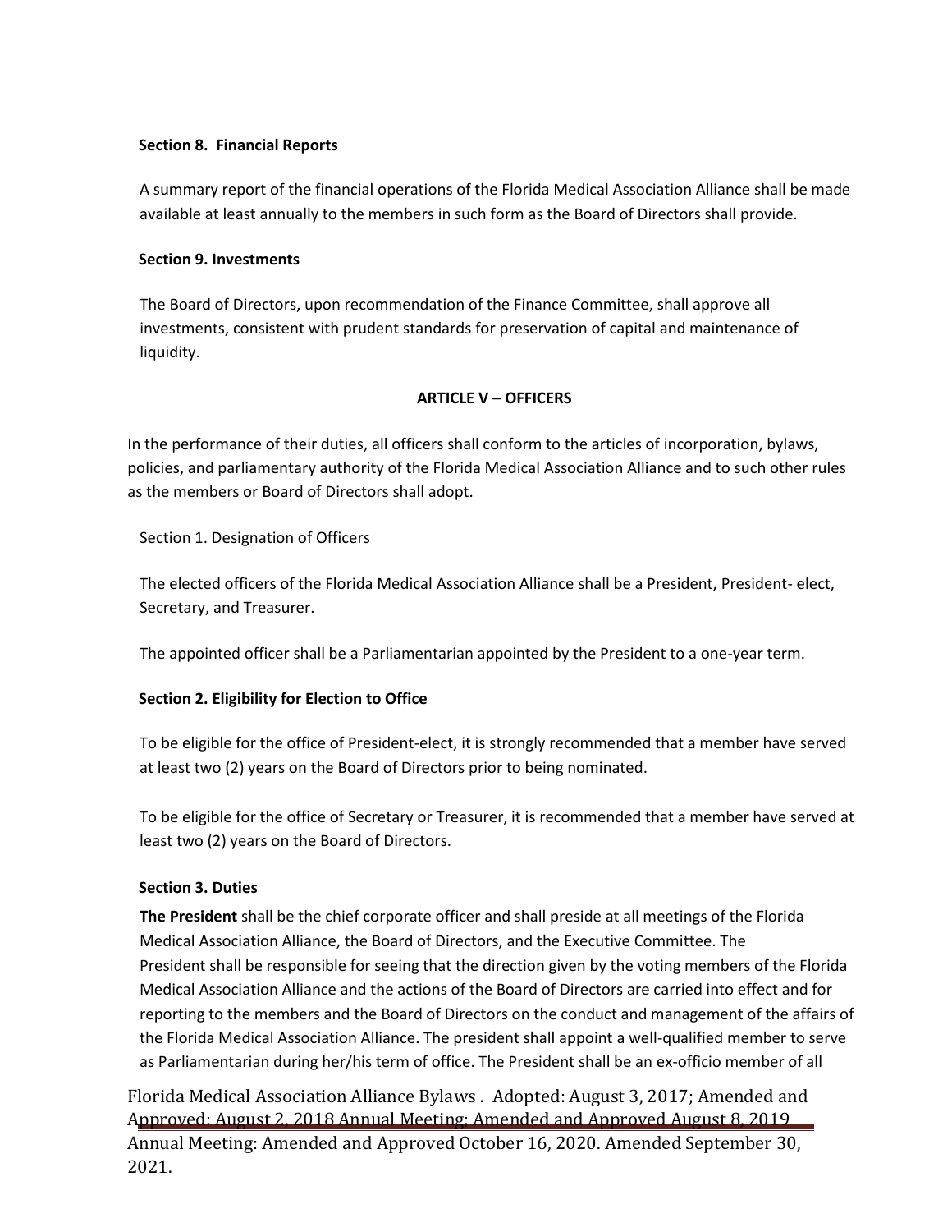**Section 8. Financial Reports**

A summary report of the financial operations of the Florida Medical Association Alliance shall be made available at least annually to the members in such form as the Board of Directors shall provide.

**Section 9. Investments**

The Board of Directors, upon recommendation of the Finance Committee, shall approve all investments, consistent with prudent standards for preservation of capital and maintenance of liquidity.

## ARTICLE V – OFFICERS

In the performance of their duties, all officers shall conform to the articles of incorporation, bylaws, policies, and parliamentary authority of the Florida Medical Association Alliance and to such other rules as the members or Board of Directors shall adopt.

Section 1. Designation of Officers

The elected officers of the Florida Medical Association Alliance shall be a President, President- elect, Secretary, and Treasurer.

The appointed officer shall be a Parliamentarian appointed by the President to a one-year term.

**Section 2. Eligibility for Election to Office**

To be eligible for the office of President-elect, it is strongly recommended that a member have served at least two (2) years on the Board of Directors prior to being nominated.

To be eligible for the office of Secretary or Treasurer, it is recommended that a member have served at least two (2) years on the Board of Directors.

**Section 3. Duties**

**The President** shall be the chief corporate officer and shall preside at all meetings of the Florida Medical Association Alliance, the Board of Directors, and the Executive Committee. The President shall be responsible for seeing that the direction given by the voting members of the Florida Medical Association Alliance and the actions of the Board of Directors are carried into effect and for reporting to the members and the Board of Directors on the conduct and management of the affairs of the Florida Medical Association Alliance. The president shall appoint a well-qualified member to serve as Parliamentarian during her/his term of office. The President shall be an ex-officio member of all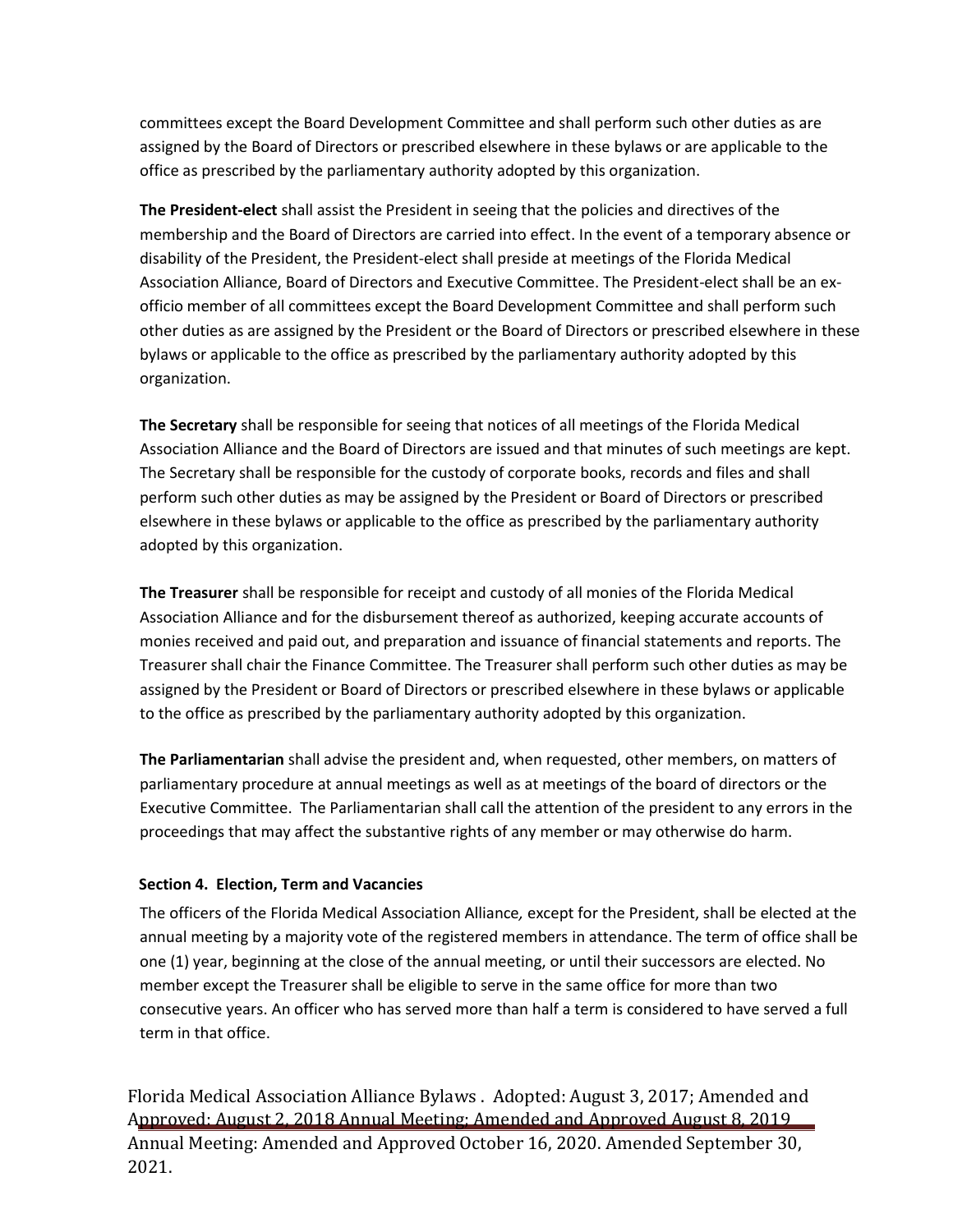committees except the Board Development Committee and shall perform such other duties as are assigned by the Board of Directors or prescribed elsewhere in these bylaws or are applicable to the office as prescribed by the parliamentary authority adopted by this organization.

**The President-elect** shall assist the President in seeing that the policies and directives of the membership and the Board of Directors are carried into effect. In the event of a temporary absence or disability of the President, the President-elect shall preside at meetings of the Florida Medical Association Alliance, Board of Directors and Executive Committee. The President-elect shall be an ex-officio member of all committees except the Board Development Committee and shall perform such other duties as are assigned by the President or the Board of Directors or prescribed elsewhere in these bylaws or applicable to the office as prescribed by the parliamentary authority adopted by this organization.

**The Secretary** shall be responsible for seeing that notices of all meetings of the Florida Medical Association Alliance and the Board of Directors are issued and that minutes of such meetings are kept. The Secretary shall be responsible for the custody of corporate books, records and files and shall perform such other duties as may be assigned by the President or Board of Directors or prescribed elsewhere in these bylaws or applicable to the office as prescribed by the parliamentary authority adopted by this organization.

**The Treasurer** shall be responsible for receipt and custody of all monies of the Florida Medical Association Alliance and for the disbursement thereof as authorized, keeping accurate accounts of monies received and paid out, and preparation and issuance of financial statements and reports. The Treasurer shall chair the Finance Committee. The Treasurer shall perform such other duties as may be assigned by the President or Board of Directors or prescribed elsewhere in these bylaws or applicable to the office as prescribed by the parliamentary authority adopted by this organization.

**The Parliamentarian** shall advise the president and, when requested, other members, on matters of parliamentary procedure at annual meetings as well as at meetings of the board of directors or the Executive Committee. The Parliamentarian shall call the attention of the president to any errors in the proceedings that may affect the substantive rights of any member or may otherwise do harm.

**Section 4. Election, Term and Vacancies**

The officers of the Florida Medical Association Alliance, except for the President, shall be elected at the annual meeting by a majority vote of the registered members in attendance. The term of office shall be one (1) year, beginning at the close of the annual meeting, or until their successors are elected. No member except the Treasurer shall be eligible to serve in the same office for more than two consecutive years. An officer who has served more than half a term is considered to have served a full term in that office.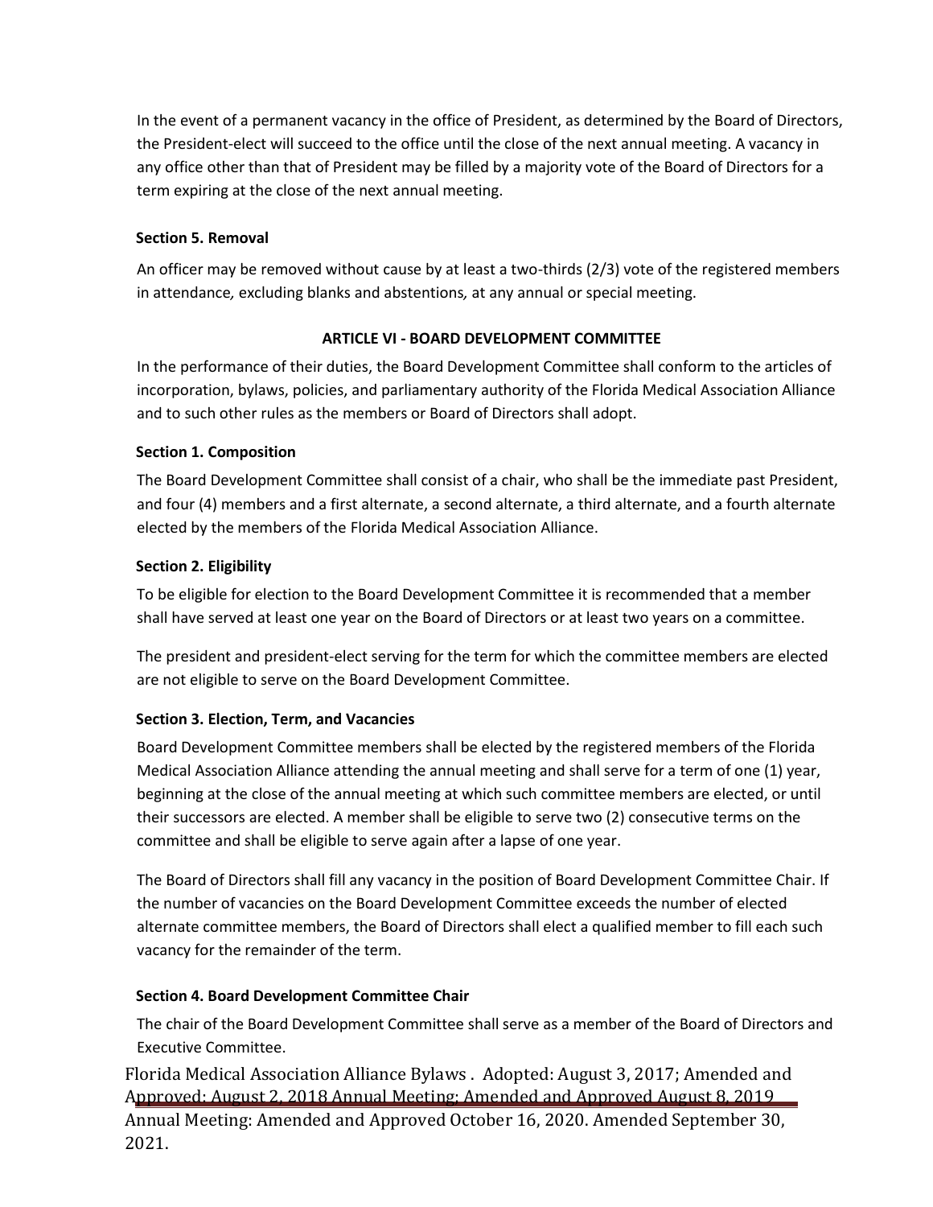In the event of a permanent vacancy in the office of President, as determined by the Board of Directors, the President-elect will succeed to the office until the close of the next annual meeting. A vacancy in any office other than that of President may be filled by a majority vote of the Board of Directors for a term expiring at the close of the next annual meeting.

**Section 5. Removal**

An officer may be removed without cause by at least a two-thirds (2/3) vote of the registered members in attendance*,* excluding blanks and abstentions*,* at any annual or special meeting.

## ARTICLE VI - BOARD DEVELOPMENT COMMITTEE

In the performance of their duties, the Board Development Committee shall conform to the articles of incorporation, bylaws, policies, and parliamentary authority of the Florida Medical Association Alliance and to such other rules as the members or Board of Directors shall adopt.

**Section 1. Composition**

The Board Development Committee shall consist of a chair, who shall be the immediate past President, and four (4) members and a first alternate, a second alternate, a third alternate, and a fourth alternate elected by the members of the Florida Medical Association Alliance.

**Section 2. Eligibility**

To be eligible for election to the Board Development Committee it is recommended that a member shall have served at least one year on the Board of Directors or at least two years on a committee.

The president and president-elect serving for the term for which the committee members are elected are not eligible to serve on the Board Development Committee.

**Section 3. Election, Term, and Vacancies**

Board Development Committee members shall be elected by the registered members of the Florida Medical Association Alliance attending the annual meeting and shall serve for a term of one (1) year, beginning at the close of the annual meeting at which such committee members are elected, or until their successors are elected. A member shall be eligible to serve two (2) consecutive terms on the committee and shall be eligible to serve again after a lapse of one year.

The Board of Directors shall fill any vacancy in the position of Board Development Committee Chair. If the number of vacancies on the Board Development Committee exceeds the number of elected alternate committee members, the Board of Directors shall elect a qualified member to fill each such vacancy for the remainder of the term.

**Section 4. Board Development Committee Chair**

The chair of the Board Development Committee shall serve as a member of the Board of Directors and Executive Committee.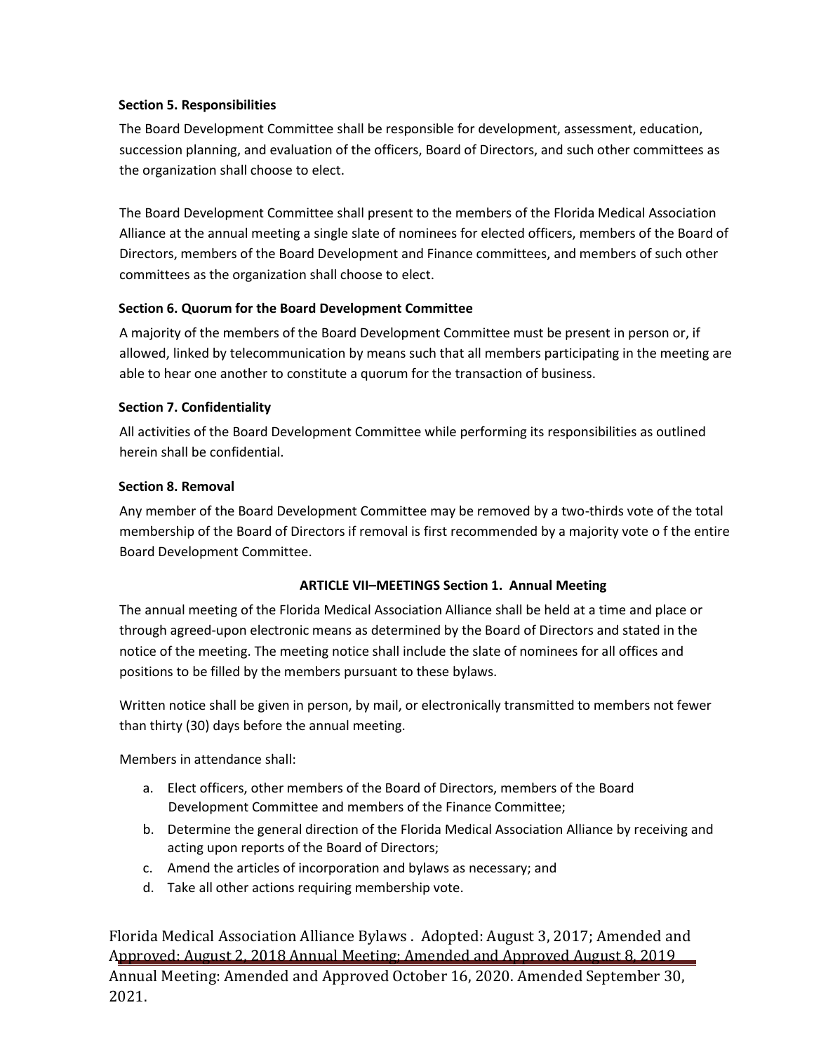**Section 5. Responsibilities**

The Board Development Committee shall be responsible for development, assessment, education, succession planning, and evaluation of the officers, Board of Directors, and such other committees as the organization shall choose to elect.

The Board Development Committee shall present to the members of the Florida Medical Association Alliance at the annual meeting a single slate of nominees for elected officers, members of the Board of Directors, members of the Board Development and Finance committees, and members of such other committees as the organization shall choose to elect.

**Section 6. Quorum for the Board Development Committee**

A majority of the members of the Board Development Committee must be present in person or, if allowed, linked by telecommunication by means such that all members participating in the meeting are able to hear one another to constitute a quorum for the transaction of business.

**Section 7. Confidentiality**

All activities of the Board Development Committee while performing its responsibilities as outlined herein shall be confidential.

**Section 8. Removal**

Any member of the Board Development Committee may be removed by a two-thirds vote of the total membership of the Board of Directors if removal is first recommended by a majority vote o f the entire Board Development Committee.

## ARTICLE VII–MEETINGS Section 1. Annual Meeting

The annual meeting of the Florida Medical Association Alliance shall be held at a time and place or through agreed-upon electronic means as determined by the Board of Directors and stated in the notice of the meeting. The meeting notice shall include the slate of nominees for all offices and positions to be filled by the members pursuant to these bylaws.

Written notice shall be given in person, by mail, or electronically transmitted to members not fewer than thirty (30) days before the annual meeting.

Members in attendance shall:

a. Elect officers, other members of the Board of Directors, members of the Board Development Committee and members of the Finance Committee;
b. Determine the general direction of the Florida Medical Association Alliance by receiving and acting upon reports of the Board of Directors;
c. Amend the articles of incorporation and bylaws as necessary; and
d. Take all other actions requiring membership vote.

Florida Medical Association Alliance Bylaws . Adopted: August 3, 2017; Amended and Approved: August 2, 2018 Annual Meeting; Amended and Approved August 8, 2019 Annual Meeting: Amended and Approved October 16, 2020. Amended September 30, 2021.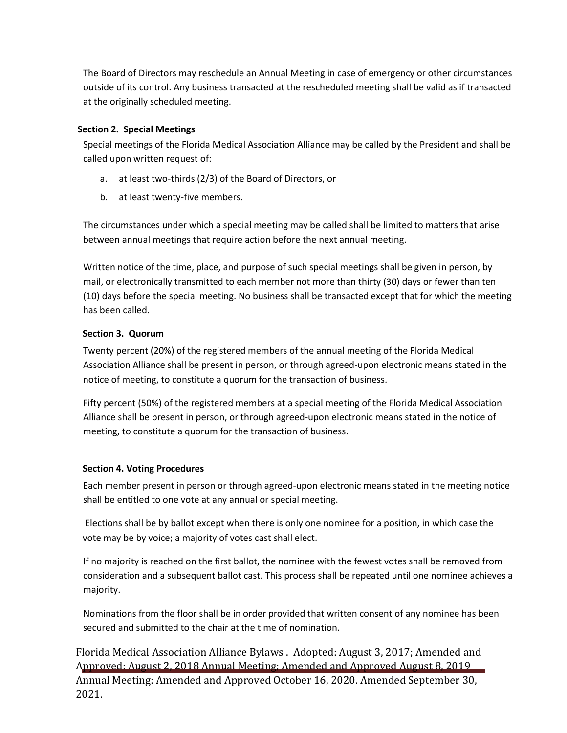The Board of Directors may reschedule an Annual Meeting in case of emergency or other circumstances outside of its control. Any business transacted at the rescheduled meeting shall be valid as if transacted at the originally scheduled meeting.

**Section 2. Special Meetings**

Special meetings of the Florida Medical Association Alliance may be called by the President and shall be called upon written request of:

a. at least two-thirds (2/3) of the Board of Directors, or

b. at least twenty-five members.

The circumstances under which a special meeting may be called shall be limited to matters that arise between annual meetings that require action before the next annual meeting.

Written notice of the time, place, and purpose of such special meetings shall be given in person, by mail, or electronically transmitted to each member not more than thirty (30) days or fewer than ten (10) days before the special meeting. No business shall be transacted except that for which the meeting has been called.

**Section 3. Quorum**

Twenty percent (20%) of the registered members of the annual meeting of the Florida Medical Association Alliance shall be present in person, or through agreed-upon electronic means stated in the notice of meeting, to constitute a quorum for the transaction of business.

Fifty percent (50%) of the registered members at a special meeting of the Florida Medical Association Alliance shall be present in person, or through agreed-upon electronic means stated in the notice of meeting, to constitute a quorum for the transaction of business.

**Section 4. Voting Procedures**

Each member present in person or through agreed-upon electronic means stated in the meeting notice shall be entitled to one vote at any annual or special meeting.

Elections shall be by ballot except when there is only one nominee for a position, in which case the vote may be by voice; a majority of votes cast shall elect.

If no majority is reached on the first ballot, the nominee with the fewest votes shall be removed from consideration and a subsequent ballot cast. This process shall be repeated until one nominee achieves a majority.

Nominations from the floor shall be in order provided that written consent of any nominee has been secured and submitted to the chair at the time of nomination.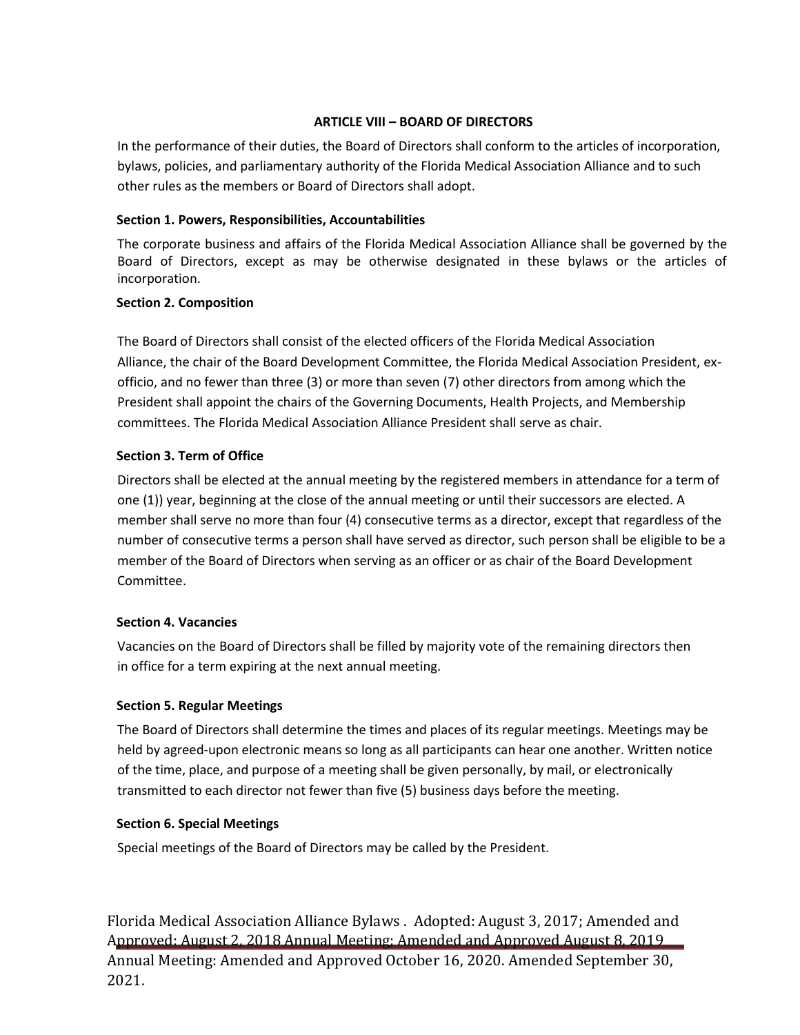## ARTICLE VIII – BOARD OF DIRECTORS

In the performance of their duties, the Board of Directors shall conform to the articles of incorporation, bylaws, policies, and parliamentary authority of the Florida Medical Association Alliance and to such other rules as the members or Board of Directors shall adopt.

### Section 1. Powers, Responsibilities, Accountabilities

The corporate business and affairs of the Florida Medical Association Alliance shall be governed by the Board of Directors, except as may be otherwise designated in these bylaws or the articles of incorporation.

### Section 2. Composition

The Board of Directors shall consist of the elected officers of the Florida Medical Association Alliance, the chair of the Board Development Committee, the Florida Medical Association President, ex-officio, and no fewer than three (3) or more than seven (7) other directors from among which the President shall appoint the chairs of the Governing Documents, Health Projects, and Membership committees. The Florida Medical Association Alliance President shall serve as chair.

### Section 3. Term of Office

Directors shall be elected at the annual meeting by the registered members in attendance for a term of one (1)) year, beginning at the close of the annual meeting or until their successors are elected. A member shall serve no more than four (4) consecutive terms as a director, except that regardless of the number of consecutive terms a person shall have served as director, such person shall be eligible to be a member of the Board of Directors when serving as an officer or as chair of the Board Development Committee.

### Section 4. Vacancies

Vacancies on the Board of Directors shall be filled by majority vote of the remaining directors then in office for a term expiring at the next annual meeting.

### Section 5. Regular Meetings

The Board of Directors shall determine the times and places of its regular meetings. Meetings may be held by agreed-upon electronic means so long as all participants can hear one another. Written notice of the time, place, and purpose of a meeting shall be given personally, by mail, or electronically transmitted to each director not fewer than five (5) business days before the meeting.

### Section 6. Special Meetings

Special meetings of the Board of Directors may be called by the President.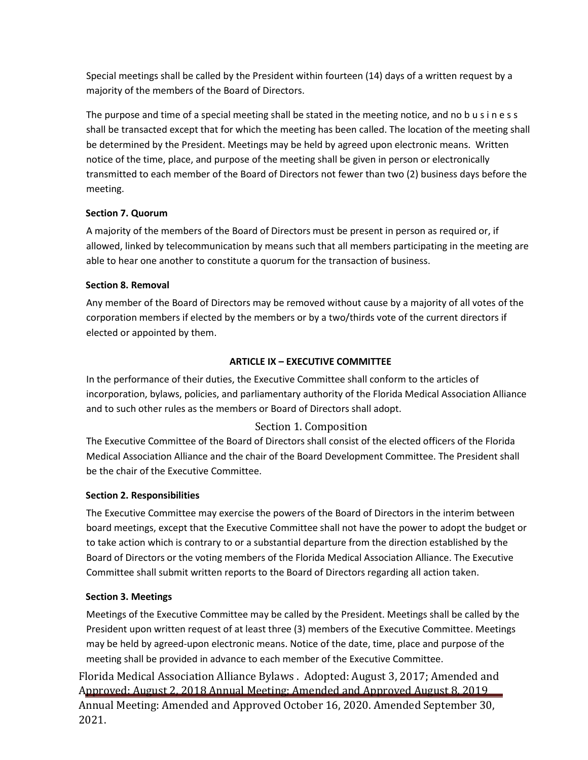Special meetings shall be called by the President within fourteen (14) days of a written request by a majority of the members of the Board of Directors.

The purpose and time of a special meeting shall be stated in the meeting notice, and no business shall be transacted except that for which the meeting has been called. The location of the meeting shall be determined by the President. Meetings may be held by agreed upon electronic means. Written notice of the time, place, and purpose of the meeting shall be given in person or electronically transmitted to each member of the Board of Directors not fewer than two (2) business days before the meeting.

**Section 7. Quorum**

A majority of the members of the Board of Directors must be present in person as required or, if allowed, linked by telecommunication by means such that all members participating in the meeting are able to hear one another to constitute a quorum for the transaction of business.

**Section 8. Removal**

Any member of the Board of Directors may be removed without cause by a majority of all votes of the corporation members if elected by the members or by a two/thirds vote of the current directors if elected or appointed by them.

## ARTICLE IX – EXECUTIVE COMMITTEE

In the performance of their duties, the Executive Committee shall conform to the articles of incorporation, bylaws, policies, and parliamentary authority of the Florida Medical Association Alliance and to such other rules as the members or Board of Directors shall adopt.

Section 1. Composition

The Executive Committee of the Board of Directors shall consist of the elected officers of the Florida Medical Association Alliance and the chair of the Board Development Committee. The President shall be the chair of the Executive Committee.

**Section 2. Responsibilities**

The Executive Committee may exercise the powers of the Board of Directors in the interim between board meetings, except that the Executive Committee shall not have the power to adopt the budget or to take action which is contrary to or a substantial departure from the direction established by the Board of Directors or the voting members of the Florida Medical Association Alliance. The Executive Committee shall submit written reports to the Board of Directors regarding all action taken.

**Section 3. Meetings**

Meetings of the Executive Committee may be called by the President. Meetings shall be called by the President upon written request of at least three (3) members of the Executive Committee. Meetings may be held by agreed-upon electronic means. Notice of the date, time, place and purpose of the meeting shall be provided in advance to each member of the Executive Committee.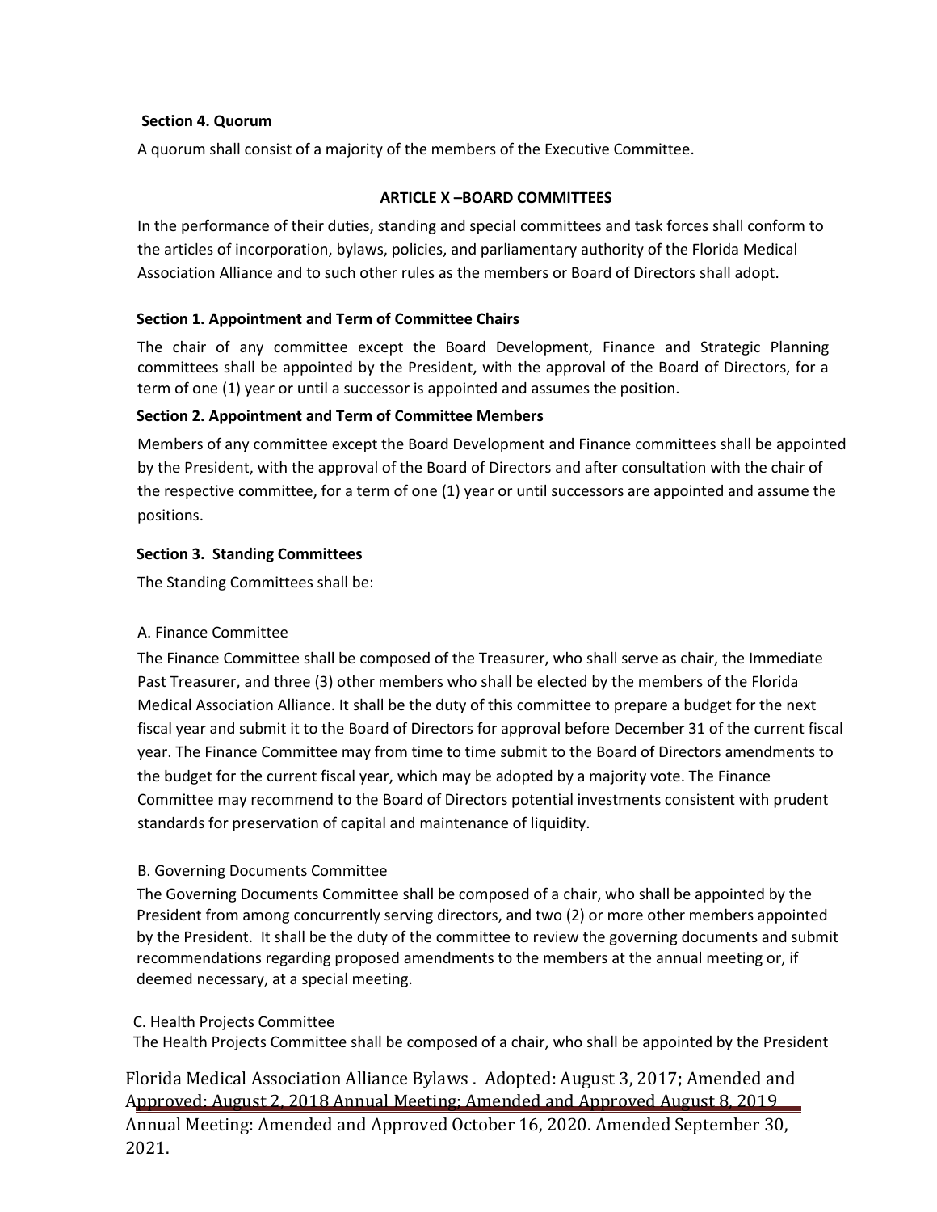**Section 4. Quorum**

A quorum shall consist of a majority of the members of the Executive Committee.

## ARTICLE X –BOARD COMMITTEES

In the performance of their duties, standing and special committees and task forces shall conform to the articles of incorporation, bylaws, policies, and parliamentary authority of the Florida Medical Association Alliance and to such other rules as the members or Board of Directors shall adopt.

**Section 1. Appointment and Term of Committee Chairs**

The chair of any committee except the Board Development, Finance and Strategic Planning committees shall be appointed by the President, with the approval of the Board of Directors, for a term of one (1) year or until a successor is appointed and assumes the position.

**Section 2. Appointment and Term of Committee Members**

Members of any committee except the Board Development and Finance committees shall be appointed by the President, with the approval of the Board of Directors and after consultation with the chair of the respective committee, for a term of one (1) year or until successors are appointed and assume the positions.

**Section 3. Standing Committees**

The Standing Committees shall be:

A. Finance Committee

The Finance Committee shall be composed of the Treasurer, who shall serve as chair, the Immediate Past Treasurer, and three (3) other members who shall be elected by the members of the Florida Medical Association Alliance. It shall be the duty of this committee to prepare a budget for the next fiscal year and submit it to the Board of Directors for approval before December 31 of the current fiscal year. The Finance Committee may from time to time submit to the Board of Directors amendments to the budget for the current fiscal year, which may be adopted by a majority vote. The Finance Committee may recommend to the Board of Directors potential investments consistent with prudent standards for preservation of capital and maintenance of liquidity.

B. Governing Documents Committee

The Governing Documents Committee shall be composed of a chair, who shall be appointed by the President from among concurrently serving directors, and two (2) or more other members appointed by the President. It shall be the duty of the committee to review the governing documents and submit recommendations regarding proposed amendments to the members at the annual meeting or, if deemed necessary, at a special meeting.

C. Health Projects Committee

The Health Projects Committee shall be composed of a chair, who shall be appointed by the President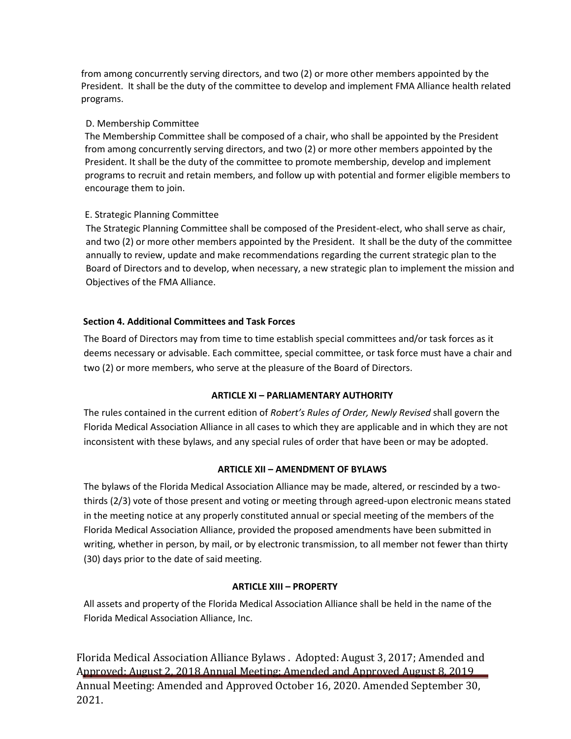from among concurrently serving directors, and two (2) or more other members appointed by the President. It shall be the duty of the committee to develop and implement FMA Alliance health related programs.

D. Membership Committee

The Membership Committee shall be composed of a chair, who shall be appointed by the President from among concurrently serving directors, and two (2) or more other members appointed by the President. It shall be the duty of the committee to promote membership, develop and implement programs to recruit and retain members, and follow up with potential and former eligible members to encourage them to join.

E. Strategic Planning Committee

The Strategic Planning Committee shall be composed of the President-elect, who shall serve as chair, and two (2) or more other members appointed by the President. It shall be the duty of the committee annually to review, update and make recommendations regarding the current strategic plan to the Board of Directors and to develop, when necessary, a new strategic plan to implement the mission and Objectives of the FMA Alliance.

**Section 4. Additional Committees and Task Forces**

The Board of Directors may from time to time establish special committees and/or task forces as it deems necessary or advisable. Each committee, special committee, or task force must have a chair and two (2) or more members, who serve at the pleasure of the Board of Directors.

## ARTICLE XI – PARLIAMENTARY AUTHORITY

The rules contained in the current edition of *Robert's Rules of Order, Newly Revised* shall govern the Florida Medical Association Alliance in all cases to which they are applicable and in which they are not inconsistent with these bylaws, and any special rules of order that have been or may be adopted.

## ARTICLE XII – AMENDMENT OF BYLAWS

The bylaws of the Florida Medical Association Alliance may be made, altered, or rescinded by a two-thirds (2/3) vote of those present and voting or meeting through agreed-upon electronic means stated in the meeting notice at any properly constituted annual or special meeting of the members of the Florida Medical Association Alliance, provided the proposed amendments have been submitted in writing, whether in person, by mail, or by electronic transmission, to all member not fewer than thirty (30) days prior to the date of said meeting.

## ARTICLE XIII – PROPERTY

All assets and property of the Florida Medical Association Alliance shall be held in the name of the Florida Medical Association Alliance, Inc.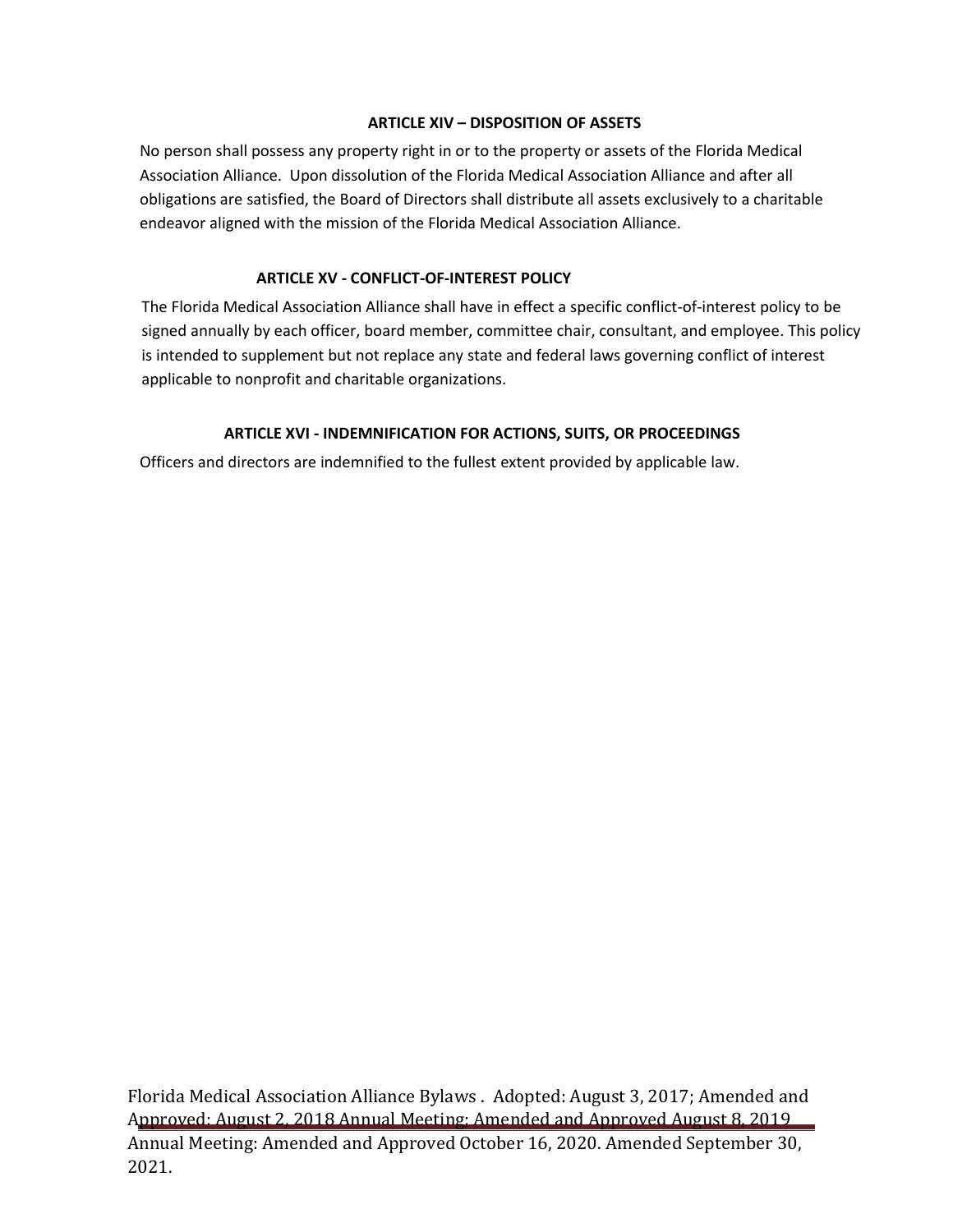## ARTICLE XIV – DISPOSITION OF ASSETS

No person shall possess any property right in or to the property or assets of the Florida Medical Association Alliance. Upon dissolution of the Florida Medical Association Alliance and after all obligations are satisfied, the Board of Directors shall distribute all assets exclusively to a charitable endeavor aligned with the mission of the Florida Medical Association Alliance.

## ARTICLE XV - CONFLICT-OF-INTEREST POLICY

The Florida Medical Association Alliance shall have in effect a specific conflict-of-interest policy to be signed annually by each officer, board member, committee chair, consultant, and employee. This policy is intended to supplement but not replace any state and federal laws governing conflict of interest applicable to nonprofit and charitable organizations.

## ARTICLE XVI - INDEMNIFICATION FOR ACTIONS, SUITS, OR PROCEEDINGS

Officers and directors are indemnified to the fullest extent provided by applicable law.

Florida Medical Association Alliance Bylaws . Adopted: August 3, 2017; Amended and Approved: August 2, 2018 Annual Meeting; Amended and Approved August 8, 2019 Annual Meeting: Amended and Approved October 16, 2020. Amended September 30, 2021.